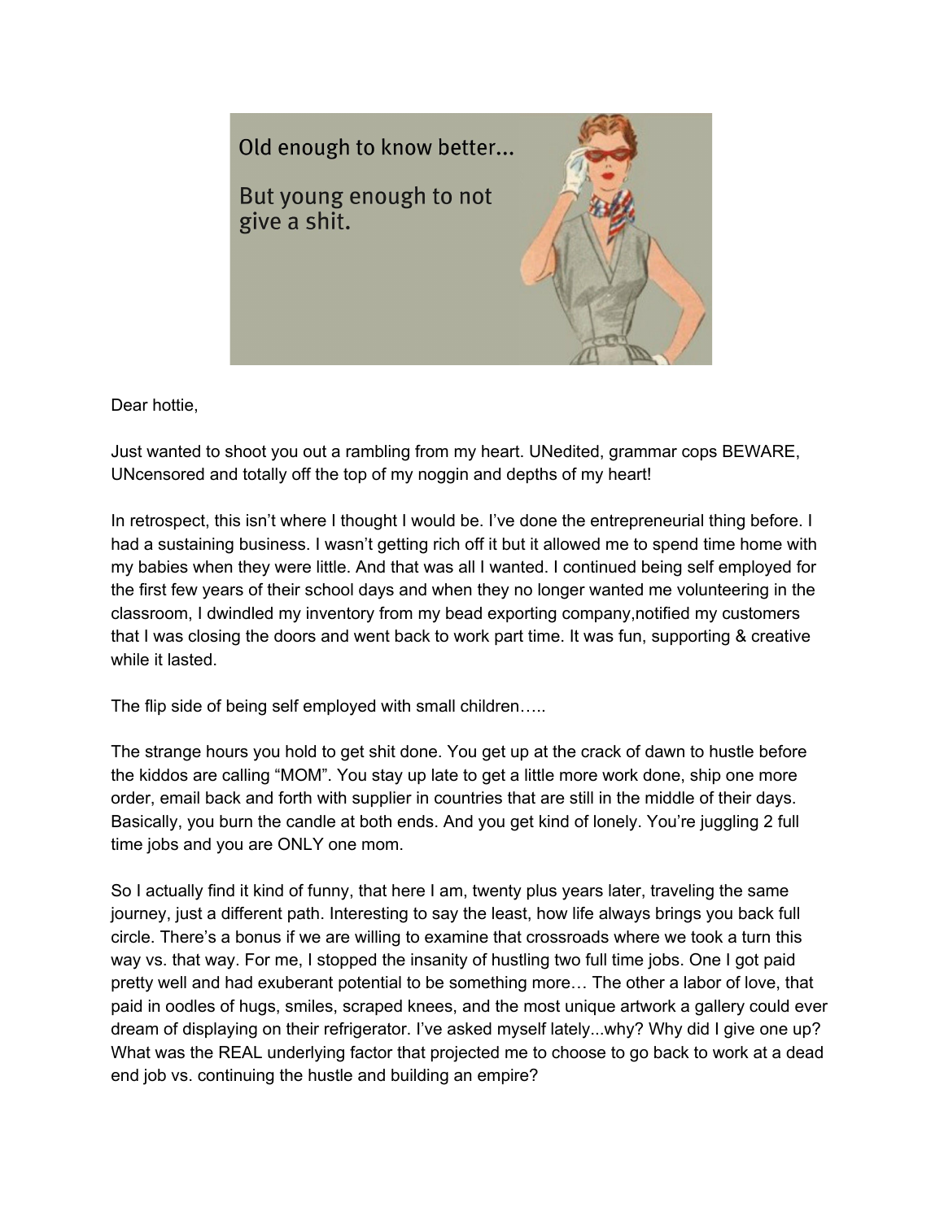Old enough to know better...

But young enough to not give a shit.

Dear hottie,

Just wanted to shoot you out a rambling from my heart. UNedited, grammar cops BEWARE, UNcensored and totally off the top of my noggin and depths of my heart!

In retrospect, this isn't where I thought I would be. I've done the entrepreneurial thing before. I had a sustaining business. I wasn't getting rich off it but it allowed me to spend time home with my babies when they were little. And that was all I wanted. I continued being self employed for the first few years of their school days and when they no longer wanted me volunteering in the classroom, I dwindled my inventory from my bead exporting company,notified my customers that I was closing the doors and went back to work part time. It was fun, supporting & creative while it lasted.

The flip side of being self employed with small children…..

The strange hours you hold to get shit done. You get up at the crack of dawn to hustle before the kiddos are calling "MOM". You stay up late to get a little more work done, ship one more order, email back and forth with supplier in countries that are still in the middle of their days. Basically, you burn the candle at both ends. And you get kind of lonely. You're juggling 2 full time jobs and you are ONLY one mom.

So I actually find it kind of funny, that here I am, twenty plus years later, traveling the same journey, just a different path. Interesting to say the least, how life always brings you back full circle. There's a bonus if we are willing to examine that crossroads where we took a turn this way vs. that way. For me, I stopped the insanity of hustling two full time jobs. One I got paid pretty well and had exuberant potential to be something more… The other a labor of love, that paid in oodles of hugs, smiles, scraped knees, and the most unique artwork a gallery could ever dream of displaying on their refrigerator. I've asked myself lately...why? Why did I give one up? What was the REAL underlying factor that projected me to choose to go back to work at a dead end job vs. continuing the hustle and building an empire?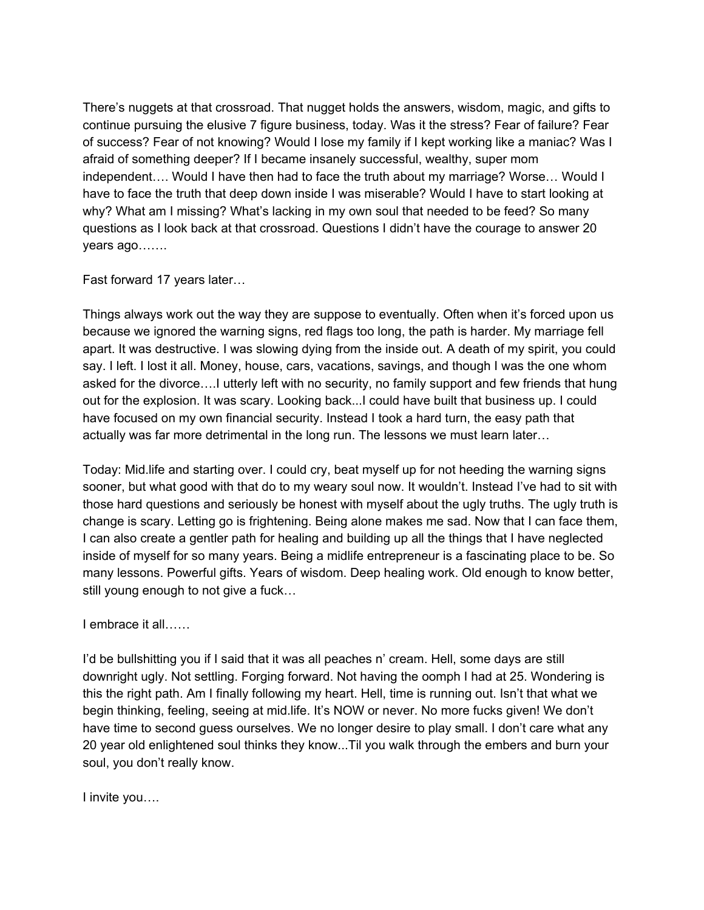There's nuggets at that crossroad. That nugget holds the answers, wisdom, magic, and gifts to continue pursuing the elusive 7 figure business, today. Was it the stress? Fear of failure? Fear of success? Fear of not knowing? Would I lose my family if I kept working like a maniac? Was I afraid of something deeper? If I became insanely successful, wealthy, super mom independent…. Would I have then had to face the truth about my marriage? Worse… Would I have to face the truth that deep down inside I was miserable? Would I have to start looking at why? What am I missing? What's lacking in my own soul that needed to be feed? So many questions as I look back at that crossroad. Questions I didn't have the courage to answer 20 years ago…….

Fast forward 17 years later…

Things always work out the way they are suppose to eventually. Often when it's forced upon us because we ignored the warning signs, red flags too long, the path is harder. My marriage fell apart. It was destructive. I was slowing dying from the inside out. A death of my spirit, you could say. I left. I lost it all. Money, house, cars, vacations, savings, and though I was the one whom asked for the divorce….I utterly left with no security, no family support and few friends that hung out for the explosion. It was scary. Looking back...I could have built that business up. I could have focused on my own financial security. Instead I took a hard turn, the easy path that actually was far more detrimental in the long run. The lessons we must learn later…

Today: Mid.life and starting over. I could cry, beat myself up for not heeding the warning signs sooner, but what good with that do to my weary soul now. It wouldn't. Instead I've had to sit with those hard questions and seriously be honest with myself about the ugly truths. The ugly truth is change is scary. Letting go is frightening. Being alone makes me sad. Now that I can face them, I can also create a gentler path for healing and building up all the things that I have neglected inside of myself for so many years. Being a midlife entrepreneur is a fascinating place to be. So many lessons. Powerful gifts. Years of wisdom. Deep healing work. Old enough to know better, still young enough to not give a fuck…

I embrace it all……

I'd be bullshitting you if I said that it was all peaches n' cream. Hell, some days are still downright ugly. Not settling. Forging forward. Not having the oomph I had at 25. Wondering is this the right path. Am I finally following my heart. Hell, time is running out. Isn't that what we begin thinking, feeling, seeing at mid.life. It's NOW or never. No more fucks given! We don't have time to second guess ourselves. We no longer desire to play small. I don't care what any 20 year old enlightened soul thinks they know...Til you walk through the embers and burn your soul, you don't really know.

I invite you….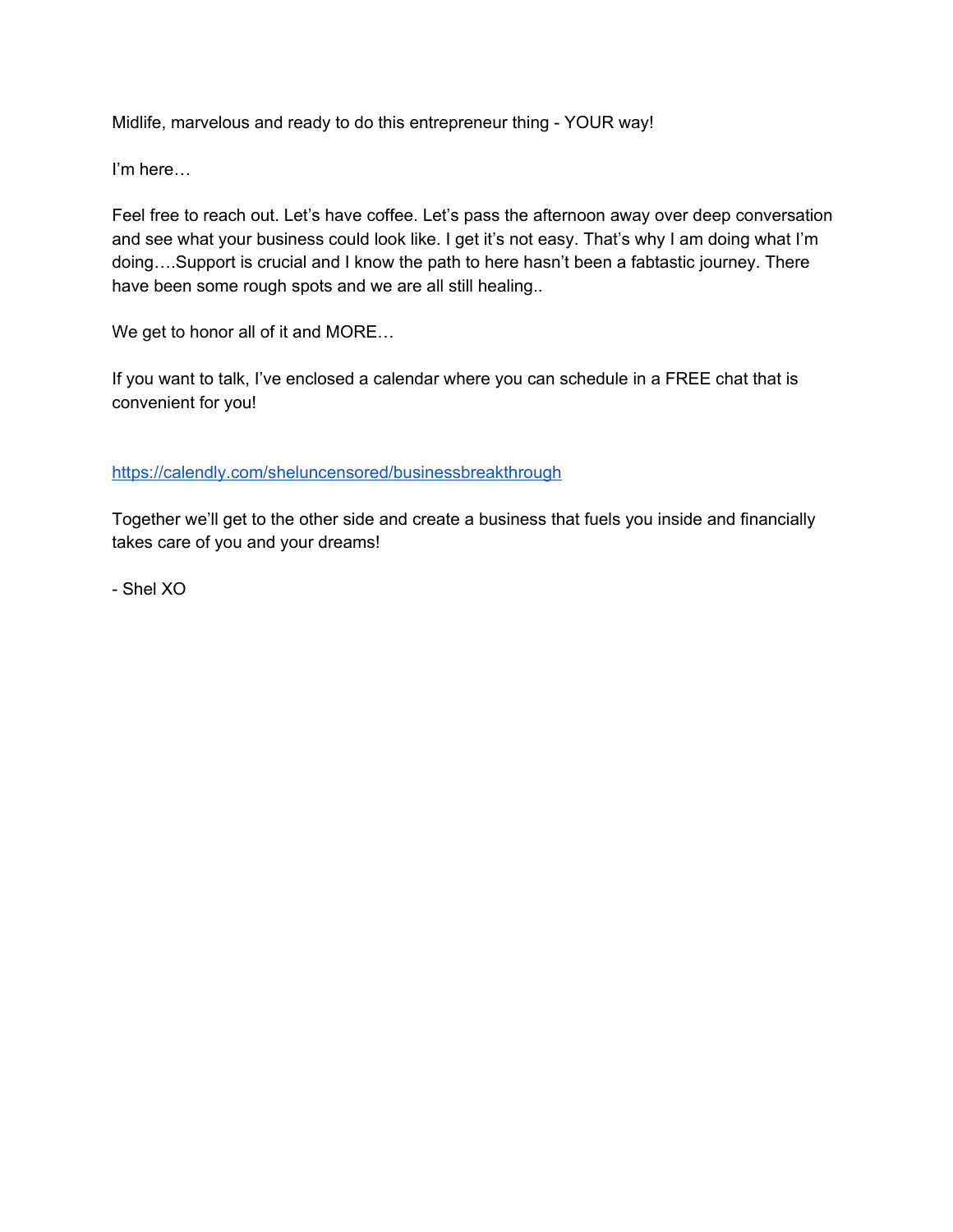Midlife, marvelous and ready to do this entrepreneur thing - YOUR way!

I'm here…

Feel free to reach out. Let's have coffee. Let's pass the afternoon away over deep conversation and see what your business could look like. I get it's not easy. That's why I am doing what I'm doing….Support is crucial and I know the path to here hasn't been a fabtastic journey. There have been some rough spots and we are all still healing..

We get to honor all of it and MORE…

If you want to talk, I've enclosed a calendar where you can schedule in a FREE chat that is convenient for you!

[https://calendly.com/sheluncensored/businessbreakthrough](https://calendly.com/sheluncensored/businessbreakthrough)

Together we'll get to the other side and create a business that fuels you inside and financially takes care of you and your dreams!

- Shel XO